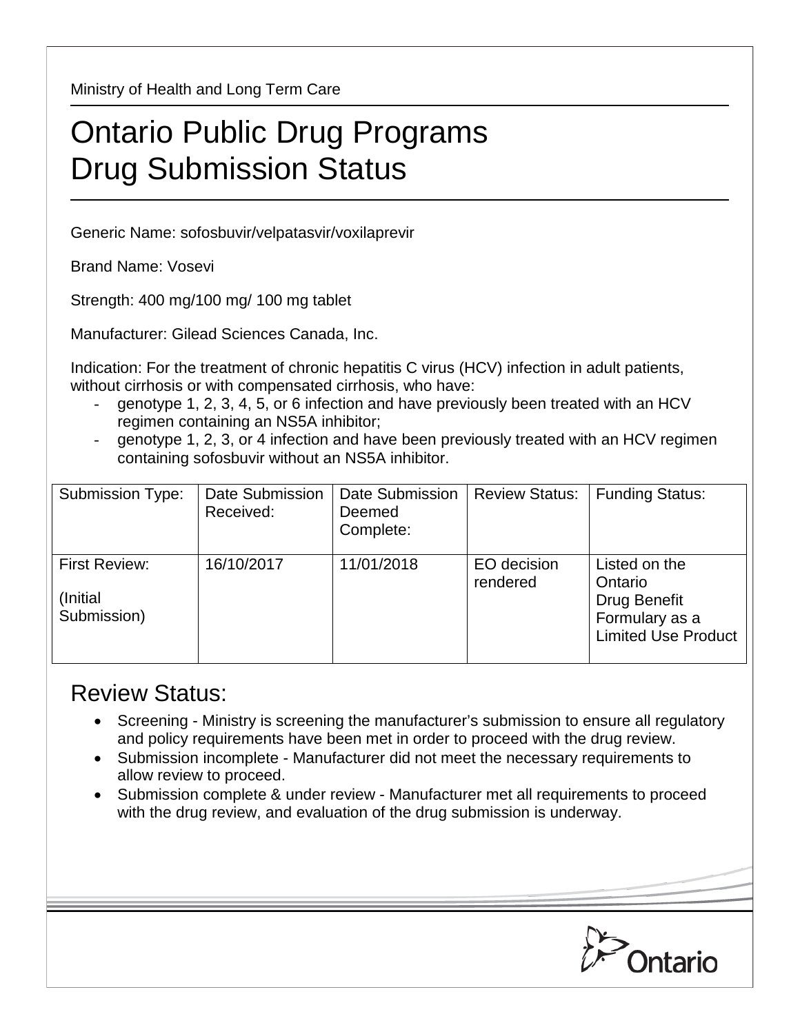Ministry of Health and Long Term Care

# Ontario Public Drug Programs
# Drug Submission Status

Generic Name: sofosbuvir/velpatasvir/voxilaprevir

Brand Name: Vosevi

Strength: 400 mg/100 mg/ 100 mg tablet

Manufacturer: Gilead Sciences Canada, Inc.

Indication: For the treatment of chronic hepatitis C virus (HCV) infection in adult patients, without cirrhosis or with compensated cirrhosis, who have:

- genotype 1, 2, 3, 4, 5, or 6 infection and have previously been treated with an HCV regimen containing an NS5A inhibitor;
- genotype 1, 2, 3, or 4 infection and have been previously treated with an HCV regimen containing sofosbuvir without an NS5A inhibitor.

| Submission Type: | Date Submission Received: | Date Submission Deemed Complete: | Review Status: | Funding Status: |
|---|---|---|---|---|
| First Review: (Initial Submission) | 16/10/2017 | 11/01/2018 | EO decision rendered | Listed on the Ontario Drug Benefit Formulary as a Limited Use Product |

## Review Status:

- Screening - Ministry is screening the manufacturer's submission to ensure all regulatory and policy requirements have been met in order to proceed with the drug review.
- Submission incomplete - Manufacturer did not meet the necessary requirements to allow review to proceed.
- Submission complete & under review - Manufacturer met all requirements to proceed with the drug review, and evaluation of the drug submission is underway.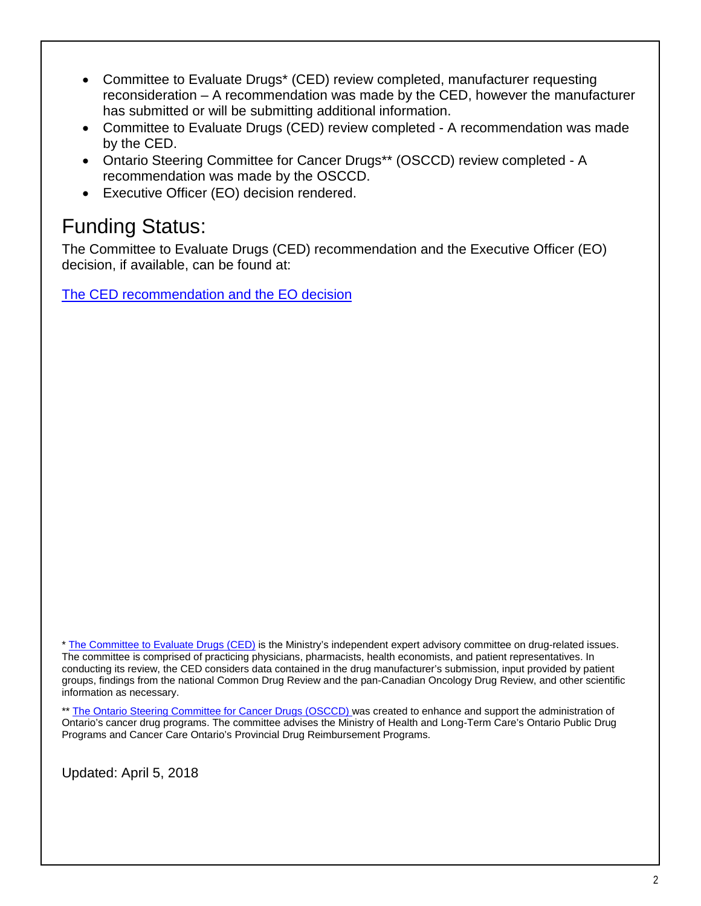- Committee to Evaluate Drugs* (CED) review completed, manufacturer requesting reconsideration – A recommendation was made by the CED, however the manufacturer has submitted or will be submitting additional information.
- Committee to Evaluate Drugs (CED) review completed - A recommendation was made by the CED.
- Ontario Steering Committee for Cancer Drugs** (OSCCD) review completed - A recommendation was made by the OSCCD.
- Executive Officer (EO) decision rendered.

# Funding Status:

The Committee to Evaluate Drugs (CED) recommendation and the Executive Officer (EO) decision, if available, can be found at:

The CED recommendation and the EO decision

* The Committee to Evaluate Drugs (CED) is the Ministry's independent expert advisory committee on drug-related issues. The committee is comprised of practicing physicians, pharmacists, health economists, and patient representatives. In conducting its review, the CED considers data contained in the drug manufacturer's submission, input provided by patient groups, findings from the national Common Drug Review and the pan-Canadian Oncology Drug Review, and other scientific information as necessary.

** The Ontario Steering Committee for Cancer Drugs (OSCCD) was created to enhance and support the administration of Ontario's cancer drug programs. The committee advises the Ministry of Health and Long-Term Care's Ontario Public Drug Programs and Cancer Care Ontario's Provincial Drug Reimbursement Programs.

Updated: April 5, 2018